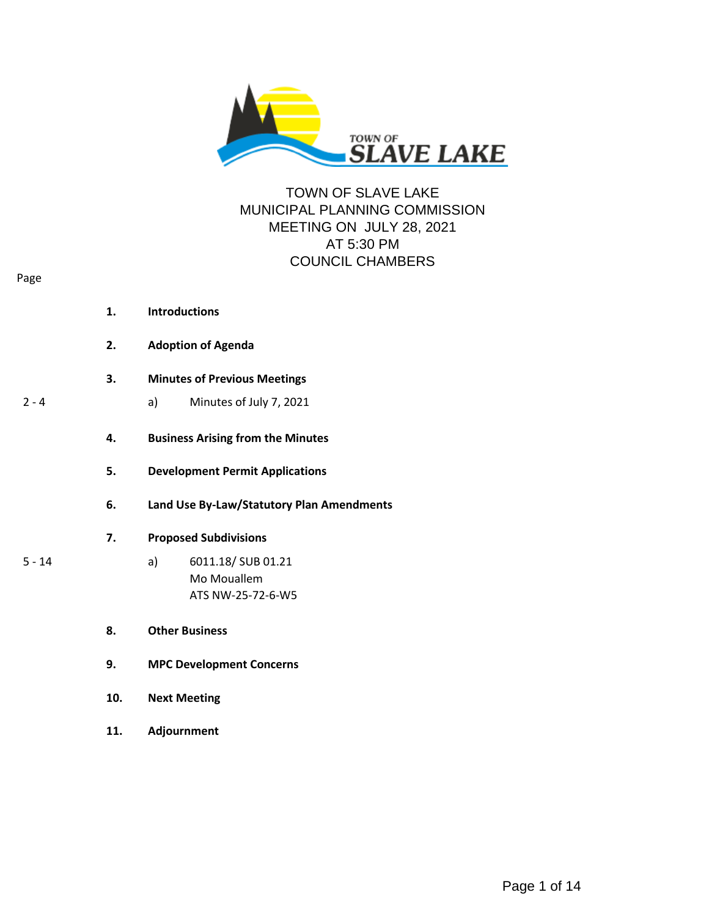# TOWN OF SLAVE LAKE
## MUNICIPAL PLANNING COMMISSION
## MEETING ON JULY 28, 2021
## AT 5:30 PM
## COUNCIL CHAMBERS

| Page | | |
|---|---|---|
| | **1.** | **Introductions** |
| | **2.** | **Adoption of Agenda** |
| | **3.** | **Minutes of Previous Meetings** |
| 2 - 4 | | a) Minutes of July 7, 2021 |
| | **4.** | **Business Arising from the Minutes** |
| | **5.** | **Development Permit Applications** |
| | **6.** | **Land Use By-Law/Statutory Plan Amendments** |
| | **7.** | **Proposed Subdivisions** |
| 5 - 14 | | a) 6011.18/ SUB 01.21<br>Mo Mouallem<br>ATS NW-25-72-6-W5 |
| | **8.** | **Other Business** |
| | **9.** | **MPC Development Concerns** |
| | **10.** | **Next Meeting** |
| | **11.** | **Adjournment** |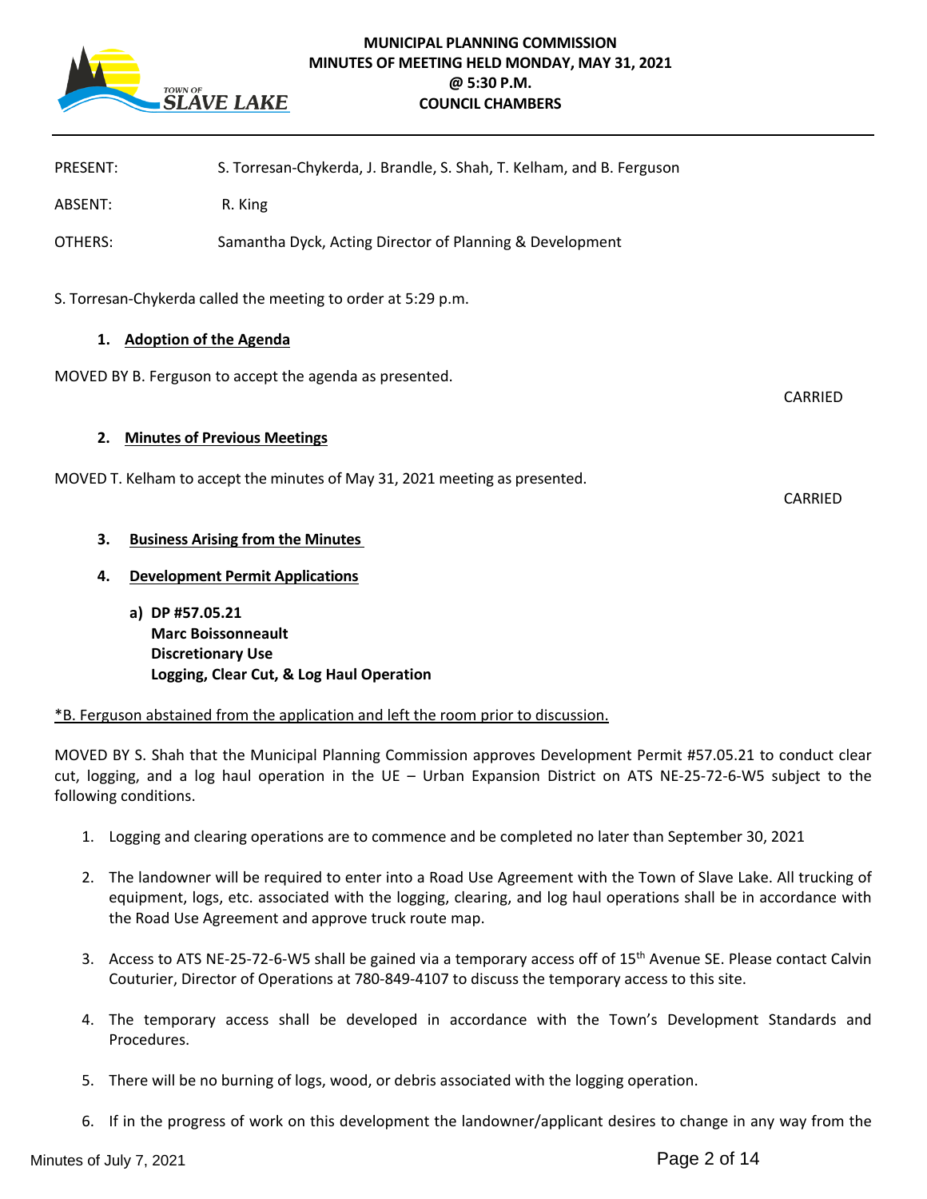# MUNICIPAL PLANNING COMMISSION
## MINUTES OF MEETING HELD MONDAY, MAY 31, 2021
## @ 5:30 P.M.
## COUNCIL CHAMBERS

PRESENT: S. Torresan-Chykerda, J. Brandle, S. Shah, T. Kelham, and B. Ferguson

ABSENT: R. King

OTHERS: Samantha Dyck, Acting Director of Planning & Development

S. Torresan-Chykerda called the meeting to order at 5:29 p.m.

1. **Adoption of the Agenda**

MOVED BY B. Ferguson to accept the agenda as presented.

CARRIED

2. **Minutes of Previous Meetings**

MOVED T. Kelham to accept the minutes of May 31, 2021 meeting as presented.

CARRIED

3. **Business Arising from the Minutes**

4. **Development Permit Applications**

   a) **DP #57.05.21**
   **Marc Boissonneault**
   **Discretionary Use**
   **Logging, Clear Cut, & Log Haul Operation**

*B. Ferguson abstained from the application and left the room prior to discussion.

MOVED BY S. Shah that the Municipal Planning Commission approves Development Permit #57.05.21 to conduct clear cut, logging, and a log haul operation in the UE – Urban Expansion District on ATS NE-25-72-6-W5 subject to the following conditions.

1. Logging and clearing operations are to commence and be completed no later than September 30, 2021
2. The landowner will be required to enter into a Road Use Agreement with the Town of Slave Lake. All trucking of equipment, logs, etc. associated with the logging, clearing, and log haul operations shall be in accordance with the Road Use Agreement and approve truck route map.
3. Access to ATS NE-25-72-6-W5 shall be gained via a temporary access off of 15th Avenue SE. Please contact Calvin Couturier, Director of Operations at 780-849-4107 to discuss the temporary access to this site.
4. The temporary access shall be developed in accordance with the Town's Development Standards and Procedures.
5. There will be no burning of logs, wood, or debris associated with the logging operation.
6. If in the progress of work on this development the landowner/applicant desires to change in any way from the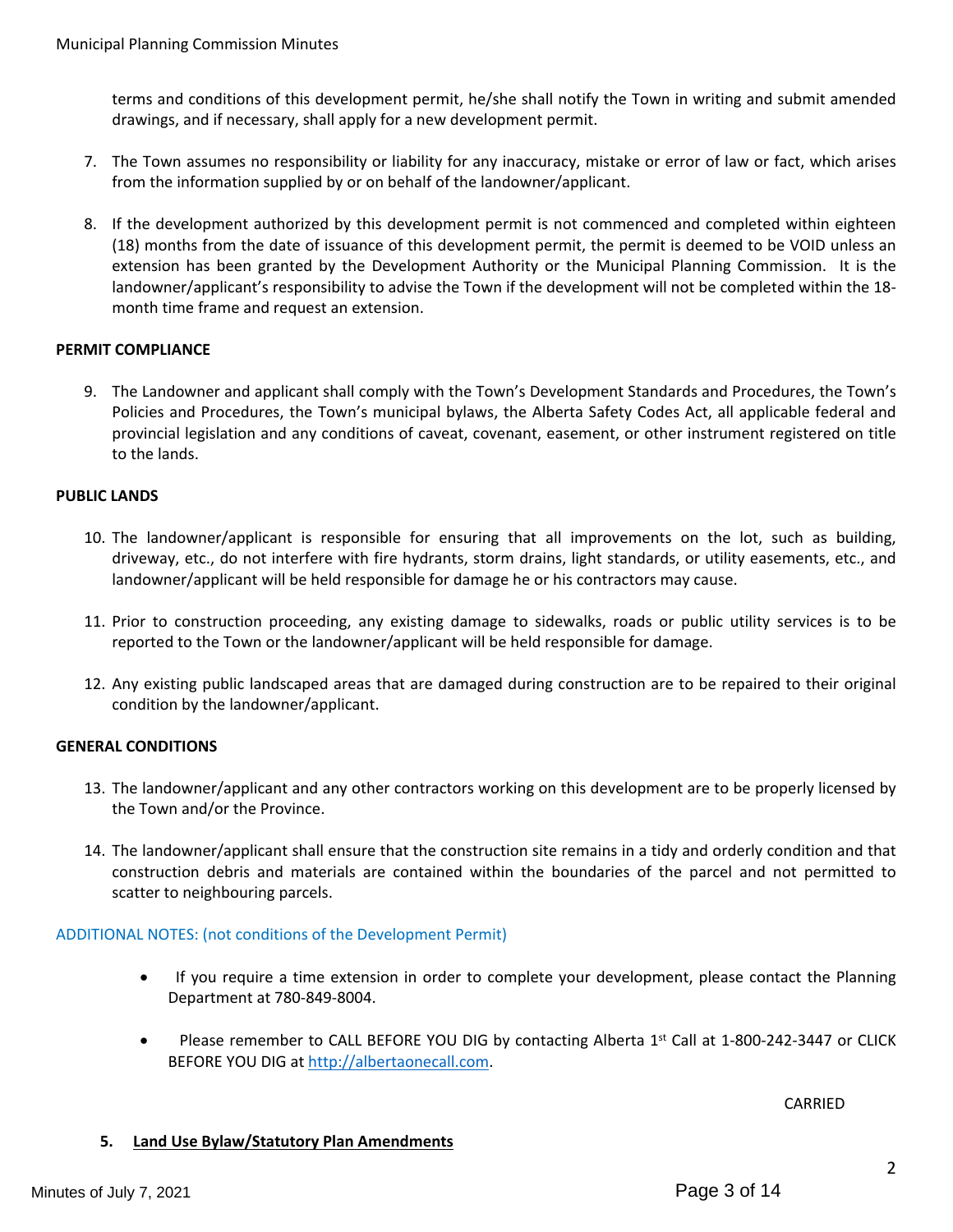terms and conditions of this development permit, he/she shall notify the Town in writing and submit amended drawings, and if necessary, shall apply for a new development permit.

7. The Town assumes no responsibility or liability for any inaccuracy, mistake or error of law or fact, which arises from the information supplied by or on behalf of the landowner/applicant.

8. If the development authorized by this development permit is not commenced and completed within eighteen (18) months from the date of issuance of this development permit, the permit is deemed to be VOID unless an extension has been granted by the Development Authority or the Municipal Planning Commission. It is the landowner/applicant's responsibility to advise the Town if the development will not be completed within the 18-month time frame and request an extension.

**PERMIT COMPLIANCE**

9. The Landowner and applicant shall comply with the Town's Development Standards and Procedures, the Town's Policies and Procedures, the Town's municipal bylaws, the Alberta Safety Codes Act, all applicable federal and provincial legislation and any conditions of caveat, covenant, easement, or other instrument registered on title to the lands.

**PUBLIC LANDS**

10. The landowner/applicant is responsible for ensuring that all improvements on the lot, such as building, driveway, etc., do not interfere with fire hydrants, storm drains, light standards, or utility easements, etc., and landowner/applicant will be held responsible for damage he or his contractors may cause.

11. Prior to construction proceeding, any existing damage to sidewalks, roads or public utility services is to be reported to the Town or the landowner/applicant will be held responsible for damage.

12. Any existing public landscaped areas that are damaged during construction are to be repaired to their original condition by the landowner/applicant.

**GENERAL CONDITIONS**

13. The landowner/applicant and any other contractors working on this development are to be properly licensed by the Town and/or the Province.

14. The landowner/applicant shall ensure that the construction site remains in a tidy and orderly condition and that construction debris and materials are contained within the boundaries of the parcel and not permitted to scatter to neighbouring parcels.

ADDITIONAL NOTES: (not conditions of the Development Permit)

- If you require a time extension in order to complete your development, please contact the Planning Department at 780-849-8004.
- Please remember to CALL BEFORE YOU DIG by contacting Alberta 1st Call at 1-800-242-3447 or CLICK BEFORE YOU DIG at [http://albertaonecall.com](http://albertaonecall.com).

CARRIED

5. **Land Use Bylaw/Statutory Plan Amendments**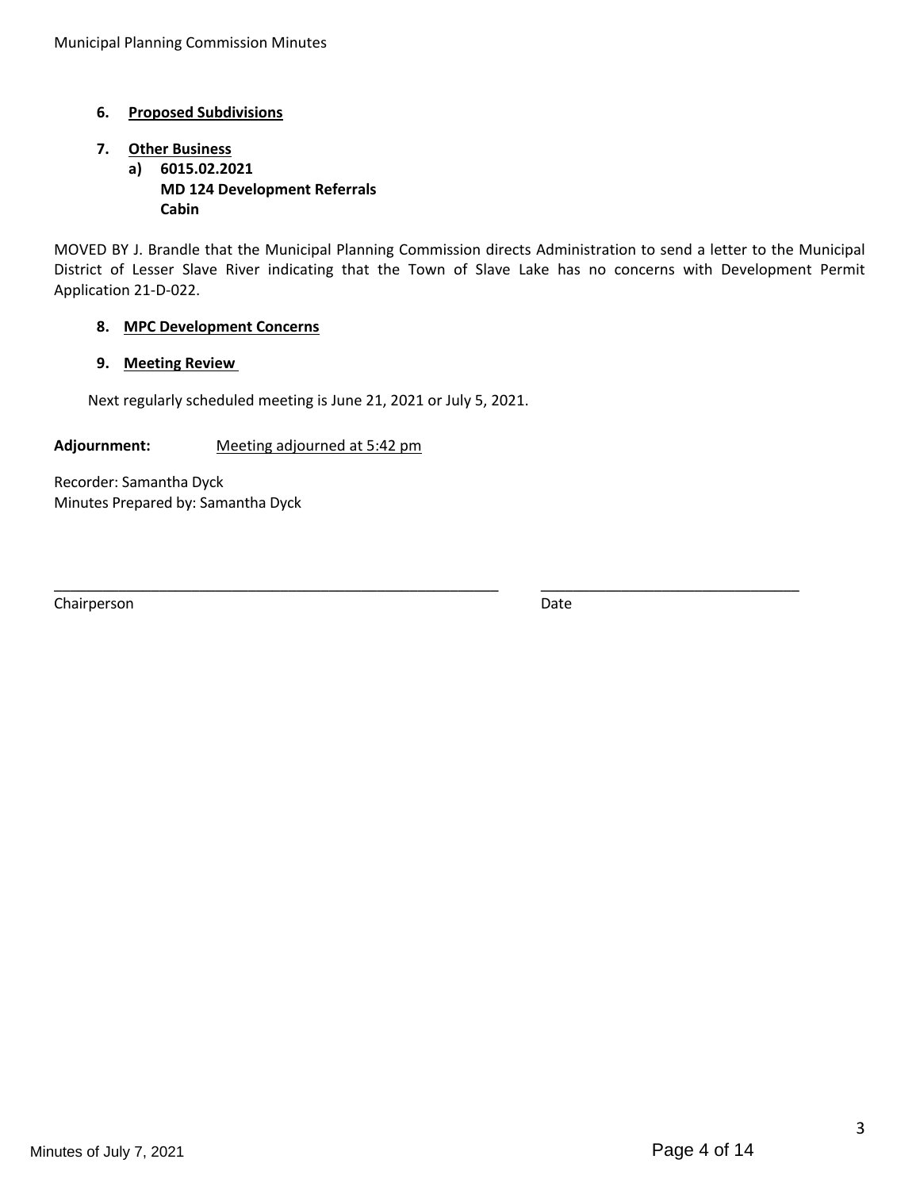**6. Proposed Subdivisions**

**7. Other Business**

**a) 6015.02.2021**
**MD 124 Development Referrals**
**Cabin**

MOVED BY J. Brandle that the Municipal Planning Commission directs Administration to send a letter to the Municipal District of Lesser Slave River indicating that the Town of Slave Lake has no concerns with Development Permit Application 21-D-022.

**8. MPC Development Concerns**

**9. Meeting Review**

Next regularly scheduled meeting is June 21, 2021 or July 5, 2021.

**Adjournment:** Meeting adjourned at 5:42 pm

Recorder: Samantha Dyck
Minutes Prepared by: Samantha Dyck

\_\_\_\_\_\_\_\_\_\_\_\_\_\_\_\_\_\_\_\_\_\_\_\_\_\_\_\_\_\_\_\_\_\_\_\_\_\_\_\_\_\_\_\_ \_\_\_\_\_\_\_\_\_\_\_\_\_\_\_\_\_\_\_\_\_\_\_\_\_\_\_\_\_\_
Chairperson Date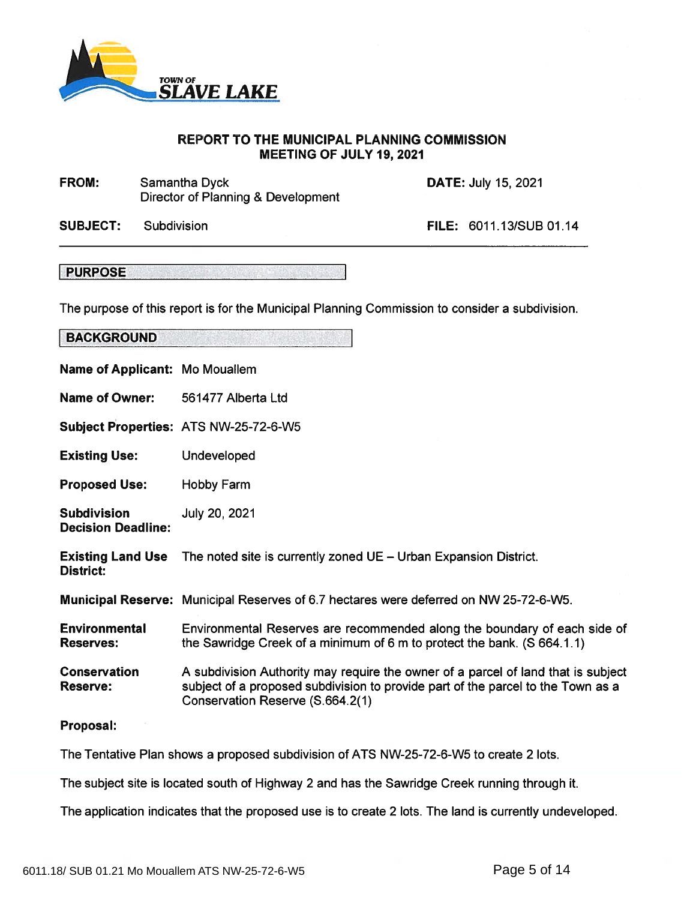**TOWN OF SLAVE LAKE**

## REPORT TO THE MUNICIPAL PLANNING COMMISSION
## MEETING OF JULY 19, 2021

**FROM:** Samantha Dyck, Director of Planning & Development

**DATE:** July 15, 2021

**SUBJECT:** Subdivision

**FILE:** 6011.13/SUB 01.14

---

### PURPOSE

The purpose of this report is for the Municipal Planning Commission to consider a subdivision.

### BACKGROUND

**Name of Applicant:** Mo Mouallem

**Name of Owner:** 561477 Alberta Ltd

**Subject Properties:** ATS NW-25-72-6-W5

**Existing Use:** Undeveloped

**Proposed Use:** Hobby Farm

**Subdivision Decision Deadline:** July 20, 2021

**Existing Land Use District:** The noted site is currently zoned UE – Urban Expansion District.

**Municipal Reserve:** Municipal Reserves of 6.7 hectares were deferred on NW 25-72-6-W5.

**Environmental Reserves:** Environmental Reserves are recommended along the boundary of each side of the Sawridge Creek of a minimum of 6 m to protect the bank. (S 664.1.1)

**Conservation Reserve:** A subdivision Authority may require the owner of a parcel of land that is subject subject of a proposed subdivision to provide part of the parcel to the Town as a Conservation Reserve (S.664.2(1)

**Proposal:**

The Tentative Plan shows a proposed subdivision of ATS NW-25-72-6-W5 to create 2 lots.

The subject site is located south of Highway 2 and has the Sawridge Creek running through it.

The application indicates that the proposed use is to create 2 lots. The land is currently undeveloped.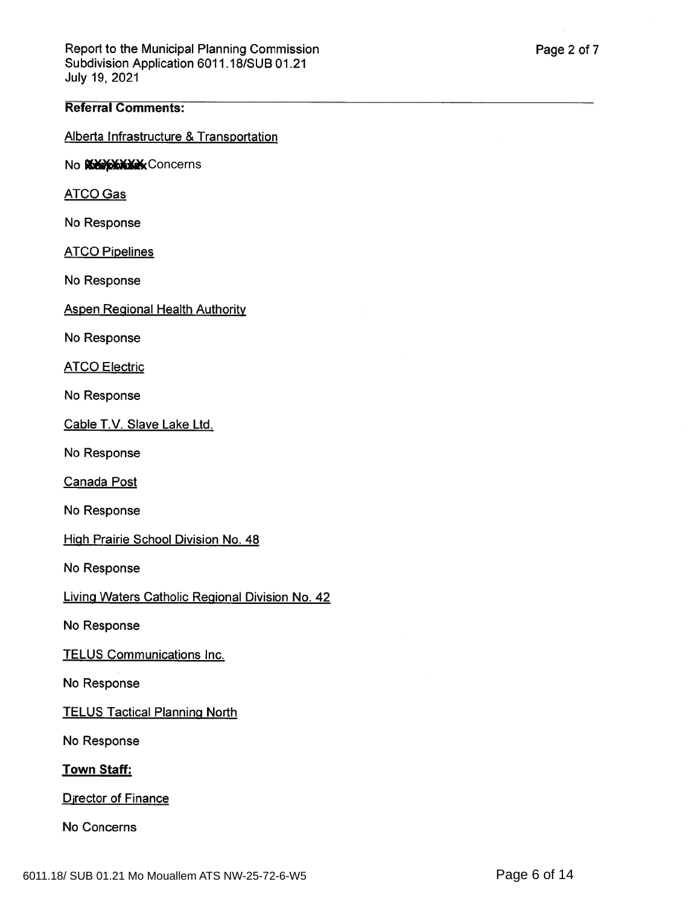**Referral Comments:**

Alberta Infrastructure & Transportation

No Concerns

ATCO Gas

No Response

ATCO Pipelines

No Response

Aspen Regional Health Authority

No Response

ATCO Electric

No Response

Cable T.V. Slave Lake Ltd.

No Response

Canada Post

No Response

High Prairie School Division No. 48

No Response

Living Waters Catholic Regional Division No. 42

No Response

TELUS Communications Inc.

No Response

TELUS Tactical Planning North

No Response

**Town Staff:**

Director of Finance

No Concerns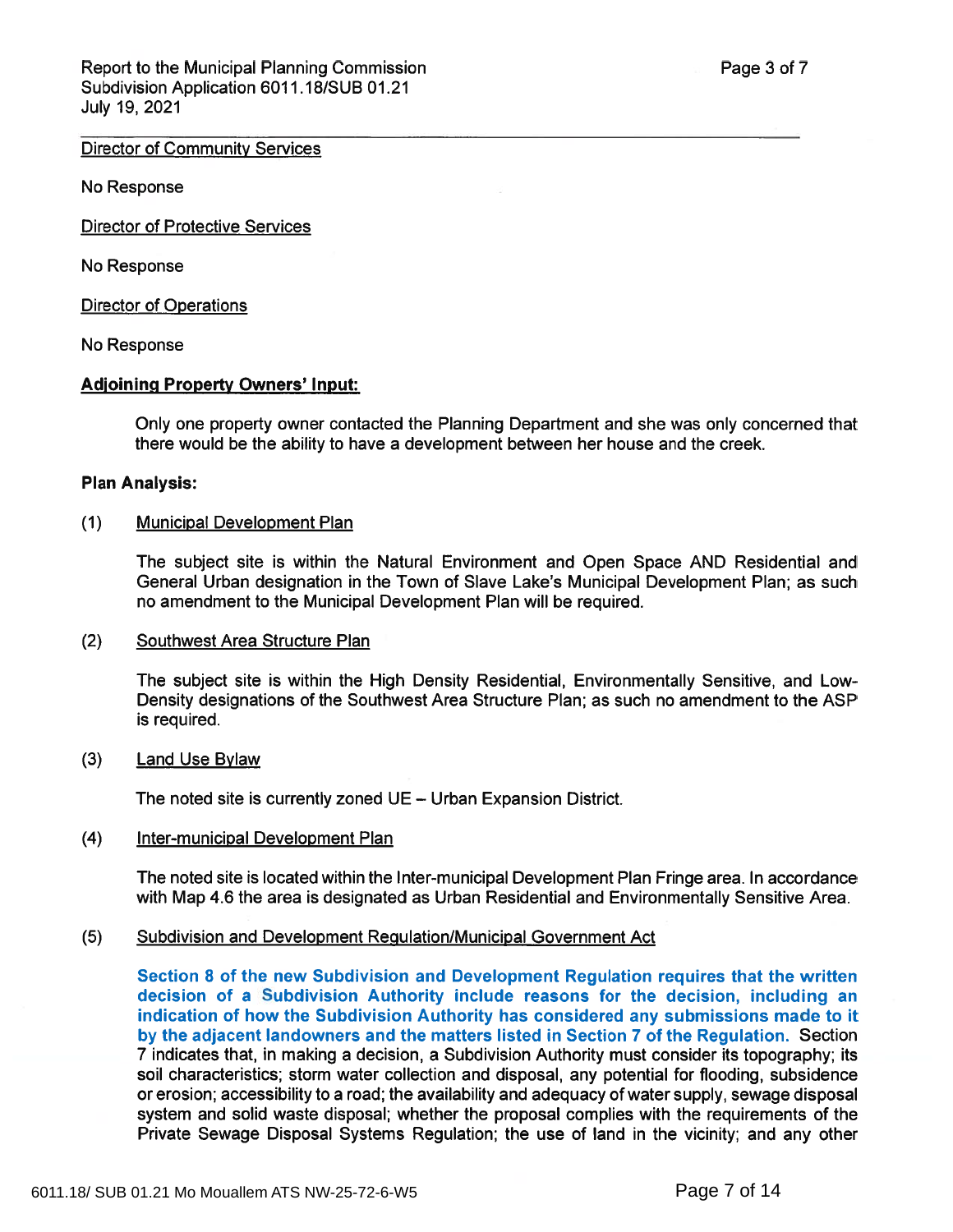Director of Community Services

No Response

Director of Protective Services

No Response

Director of Operations

No Response

**Adjoining Property Owners' Input:**

Only one property owner contacted the Planning Department and she was only concerned that there would be the ability to have a development between her house and the creek.

**Plan Analysis:**

(1) Municipal Development Plan

The subject site is within the Natural Environment and Open Space AND Residential and General Urban designation in the Town of Slave Lake's Municipal Development Plan; as such no amendment to the Municipal Development Plan will be required.

(2) Southwest Area Structure Plan

The subject site is within the High Density Residential, Environmentally Sensitive, and Low-Density designations of the Southwest Area Structure Plan; as such no amendment to the ASP is required.

(3) Land Use Bylaw

The noted site is currently zoned UE – Urban Expansion District.

(4) Inter-municipal Development Plan

The noted site is located within the Inter-municipal Development Plan Fringe area. In accordance with Map 4.6 the area is designated as Urban Residential and Environmentally Sensitive Area.

(5) Subdivision and Development Regulation/Municipal Government Act

**Section 8 of the new Subdivision and Development Regulation requires that the written decision of a Subdivision Authority include reasons for the decision, including an indication of how the Subdivision Authority has considered any submissions made to it by the adjacent landowners and the matters listed in Section 7 of the Regulation.** Section 7 indicates that, in making a decision, a Subdivision Authority must consider its topography; its soil characteristics; storm water collection and disposal, any potential for flooding, subsidence or erosion; accessibility to a road; the availability and adequacy of water supply, sewage disposal system and solid waste disposal; whether the proposal complies with the requirements of the Private Sewage Disposal Systems Regulation; the use of land in the vicinity; and any other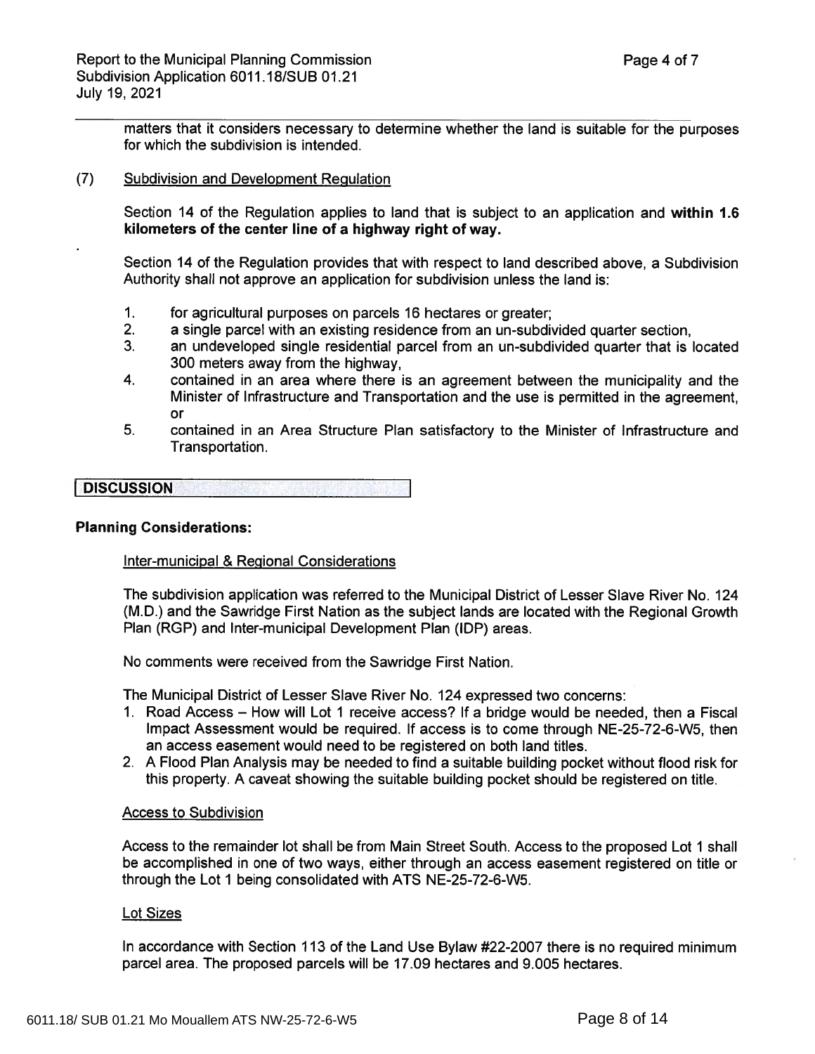matters that it considers necessary to determine whether the land is suitable for the purposes for which the subdivision is intended.

(7) Subdivision and Development Regulation

Section 14 of the Regulation applies to land that is subject to an application and **within 1.6 kilometers of the center line of a highway right of way.**

Section 14 of the Regulation provides that with respect to land described above, a Subdivision Authority shall not approve an application for subdivision unless the land is:

1. for agricultural purposes on parcels 16 hectares or greater;
2. a single parcel with an existing residence from an un-subdivided quarter section,
3. an undeveloped single residential parcel from an un-subdivided quarter that is located 300 meters away from the highway,
4. contained in an area where there is an agreement between the municipality and the Minister of Infrastructure and Transportation and the use is permitted in the agreement, or
5. contained in an Area Structure Plan satisfactory to the Minister of Infrastructure and Transportation.

## DISCUSSION

### Planning Considerations:

Inter-municipal & Regional Considerations

The subdivision application was referred to the Municipal District of Lesser Slave River No. 124 (M.D.) and the Sawridge First Nation as the subject lands are located with the Regional Growth Plan (RGP) and Inter-municipal Development Plan (IDP) areas.

No comments were received from the Sawridge First Nation.

The Municipal District of Lesser Slave River No. 124 expressed two concerns:

1. Road Access – How will Lot 1 receive access? If a bridge would be needed, then a Fiscal Impact Assessment would be required. If access is to come through NE-25-72-6-W5, then an access easement would need to be registered on both land titles.
2. A Flood Plan Analysis may be needed to find a suitable building pocket without flood risk for this property. A caveat showing the suitable building pocket should be registered on title.

Access to Subdivision

Access to the remainder lot shall be from Main Street South. Access to the proposed Lot 1 shall be accomplished in one of two ways, either through an access easement registered on title or through the Lot 1 being consolidated with ATS NE-25-72-6-W5.

Lot Sizes

In accordance with Section 113 of the Land Use Bylaw #22-2007 there is no required minimum parcel area. The proposed parcels will be 17.09 hectares and 9.005 hectares.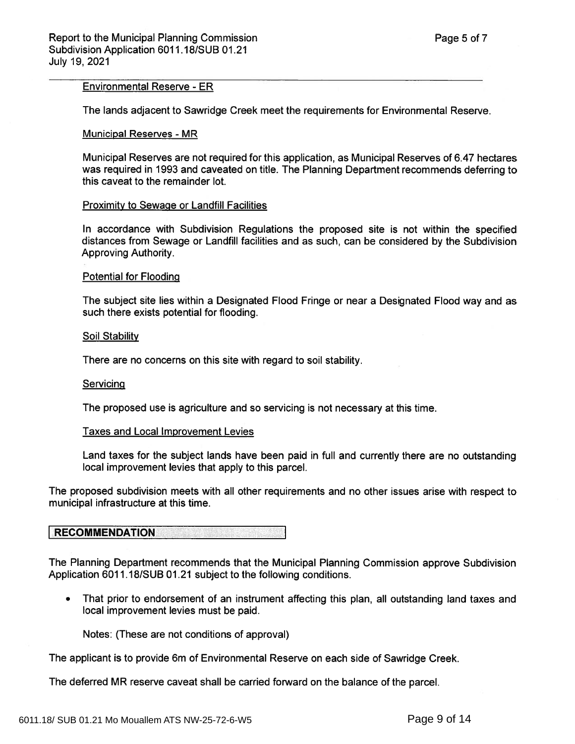### Environmental Reserve - ER

The lands adjacent to Sawridge Creek meet the requirements for Environmental Reserve.

### Municipal Reserves - MR

Municipal Reserves are not required for this application, as Municipal Reserves of 6.47 hectares was required in 1993 and caveated on title. The Planning Department recommends deferring to this caveat to the remainder lot.

### Proximity to Sewage or Landfill Facilities

In accordance with Subdivision Regulations the proposed site is not within the specified distances from Sewage or Landfill facilities and as such, can be considered by the Subdivision Approving Authority.

### Potential for Flooding

The subject site lies within a Designated Flood Fringe or near a Designated Flood way and as such there exists potential for flooding.

### Soil Stability

There are no concerns on this site with regard to soil stability.

### Servicing

The proposed use is agriculture and so servicing is not necessary at this time.

### Taxes and Local Improvement Levies

Land taxes for the subject lands have been paid in full and currently there are no outstanding local improvement levies that apply to this parcel.

The proposed subdivision meets with all other requirements and no other issues arise with respect to municipal infrastructure at this time.

## RECOMMENDATION

The Planning Department recommends that the Municipal Planning Commission approve Subdivision Application 6011.18/SUB 01.21 subject to the following conditions.

- That prior to endorsement of an instrument affecting this plan, all outstanding land taxes and local improvement levies must be paid.

  Notes: (These are not conditions of approval)

The applicant is to provide 6m of Environmental Reserve on each side of Sawridge Creek.

The deferred MR reserve caveat shall be carried forward on the balance of the parcel.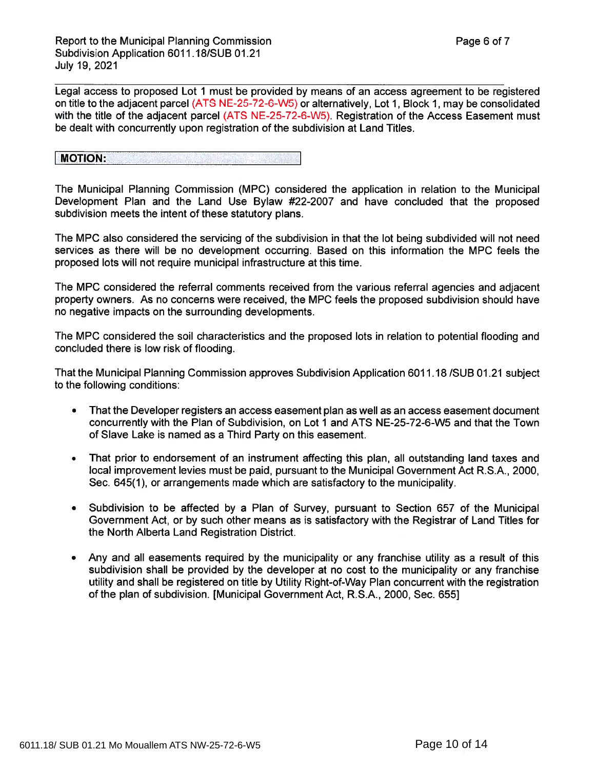Legal access to proposed Lot 1 must be provided by means of an access agreement to be registered on title to the adjacent parcel (ATS NE-25-72-6-W5) or alternatively, Lot 1, Block 1, may be consolidated with the title of the adjacent parcel (ATS NE-25-72-6-W5). Registration of the Access Easement must be dealt with concurrently upon registration of the subdivision at Land Titles.

**MOTION:**

The Municipal Planning Commission (MPC) considered the application in relation to the Municipal Development Plan and the Land Use Bylaw #22-2007 and have concluded that the proposed subdivision meets the intent of these statutory plans.

The MPC also considered the servicing of the subdivision in that the lot being subdivided will not need services as there will be no development occurring. Based on this information the MPC feels the proposed lots will not require municipal infrastructure at this time.

The MPC considered the referral comments received from the various referral agencies and adjacent property owners. As no concerns were received, the MPC feels the proposed subdivision should have no negative impacts on the surrounding developments.

The MPC considered the soil characteristics and the proposed lots in relation to potential flooding and concluded there is low risk of flooding.

That the Municipal Planning Commission approves Subdivision Application 6011.18 /SUB 01.21 subject to the following conditions:

- That the Developer registers an access easement plan as well as an access easement document concurrently with the Plan of Subdivision, on Lot 1 and ATS NE-25-72-6-W5 and that the Town of Slave Lake is named as a Third Party on this easement.
- That prior to endorsement of an instrument affecting this plan, all outstanding land taxes and local improvement levies must be paid, pursuant to the Municipal Government Act R.S.A., 2000, Sec. 645(1), or arrangements made which are satisfactory to the municipality.
- Subdivision to be affected by a Plan of Survey, pursuant to Section 657 of the Municipal Government Act, or by such other means as is satisfactory with the Registrar of Land Titles for the North Alberta Land Registration District.
- Any and all easements required by the municipality or any franchise utility as a result of this subdivision shall be provided by the developer at no cost to the municipality or any franchise utility and shall be registered on title by Utility Right-of-Way Plan concurrent with the registration of the plan of subdivision. [Municipal Government Act, R.S.A., 2000, Sec. 655]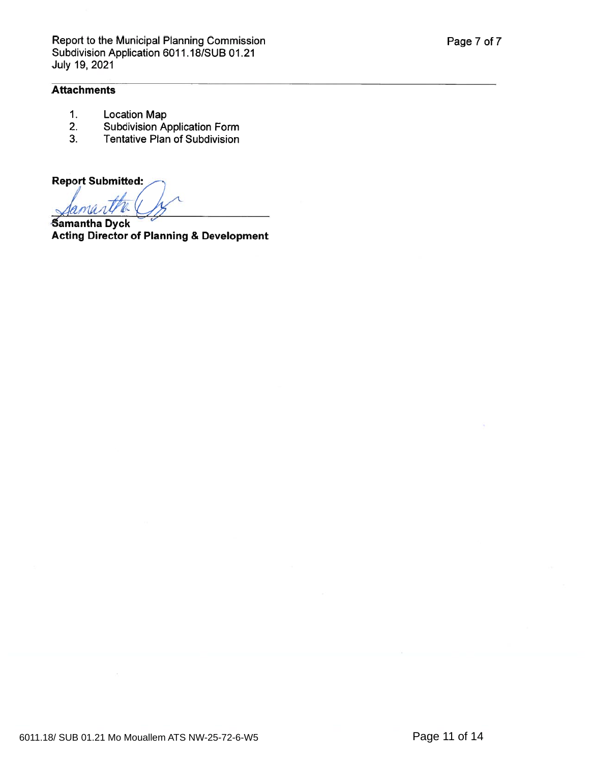## Attachments

1. Location Map
2. Subdivision Application Form
3. Tentative Plan of Subdivision

**Report Submitted:**

**Samantha Dyck**
**Acting Director of Planning & Development**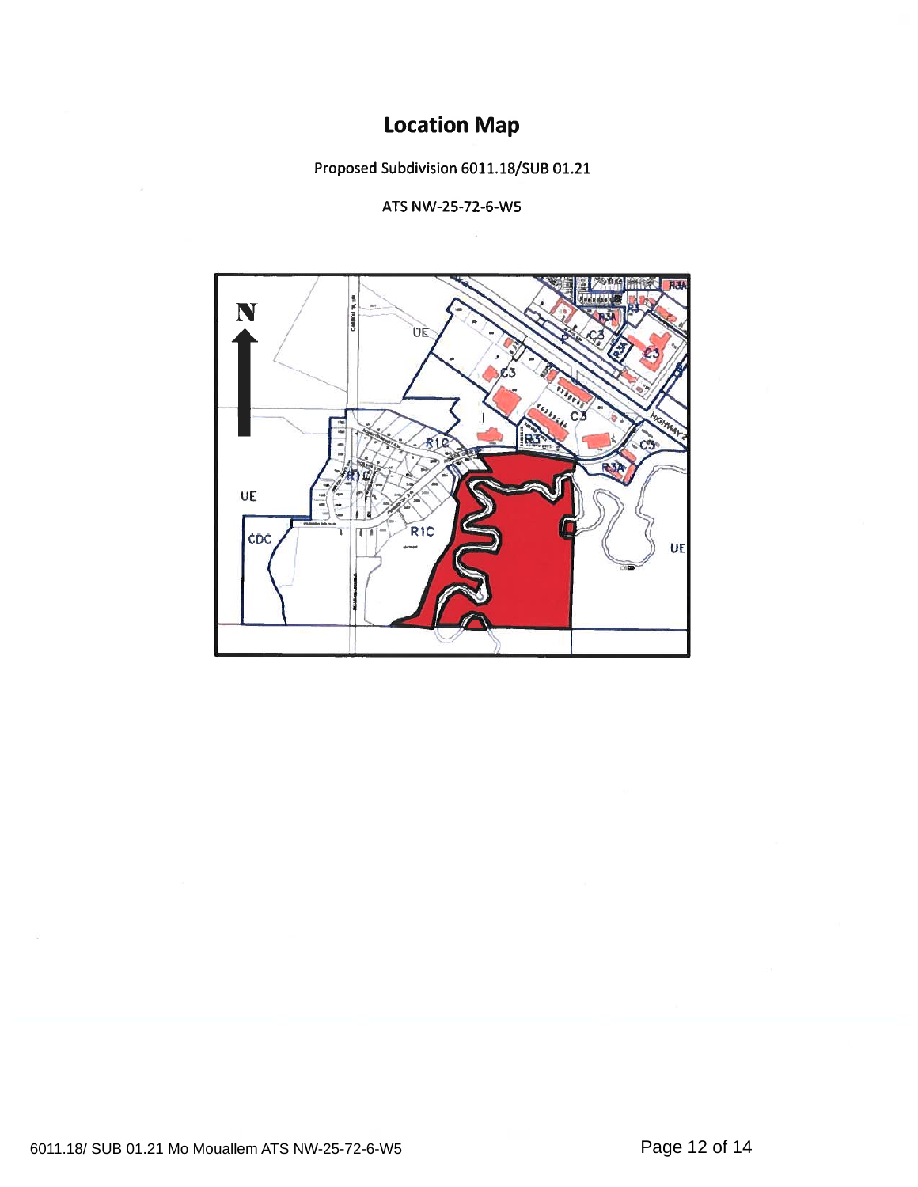# Location Map

Proposed Subdivision 6011.18/SUB 01.21

ATS NW-25-72-6-W5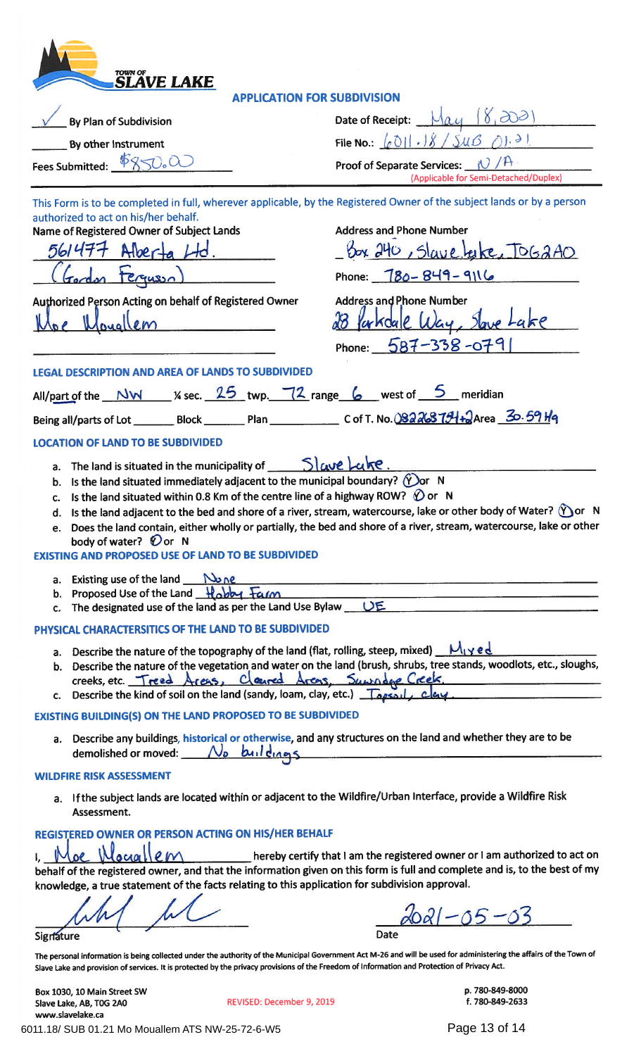**TOWN OF SLAVE LAKE**

## APPLICATION FOR SUBDIVISION

✓ By Plan of Subdivision

_____ By other Instrument

Fees Submitted: $850.00

Date of Receipt: May 18, 2021

File No.: 6011.18/SUB 01.21

Proof of Separate Services: N/A (Applicable for Semi-Detached/Duplex)

This Form is to be completed in full, wherever applicable, by the Registered Owner of the subject lands or by a person authorized to act on his/her behalf.

Name of Registered Owner of Subject Lands: 561477 Alberta Ltd. (Gordon Ferguson)

Address and Phone Number: Box 240, Slave Lake, T0G2A0

Phone: 780-849-9116

Authorized Person Acting on behalf of Registered Owner: Moe Mouallem

Address and Phone Number: 28 Parkdale Way, Slave Lake

Phone: 587-338-0791

### LEGAL DESCRIPTION AND AREA OF LANDS TO SUBDIVIDED

All/part of the NW ¼ sec. 25 twp. 72 range 6 west of 5 meridian

Being all/parts of Lot _______ Block _______ Plan ___________ C of T. No. 082263794+2 Area 30.59 Ha

### LOCATION OF LAND TO BE SUBDIVIDED

a. The land is situated in the municipality of Slave Lake.
b. Is the land situated immediately adjacent to the municipal boundary? (Y) or N
c. Is the land situated within 0.8 Km of the centre line of a highway ROW? Ⓨ or N
d. Is the land adjacent to the bed and shore of a river, stream, watercourse, lake or other body of Water? (Y) or N
e. Does the land contain, either wholly or partially, the bed and shore of a river, stream, watercourse, lake or other body of water? Ⓨ or N

### EXISTING AND PROPOSED USE OF LAND TO BE SUBDIVIDED

a. Existing use of the land: None
b. Proposed Use of the Land: Hobby Farm
c. The designated use of the land as per the Land Use Bylaw: UE

### PHYSICAL CHARACTERSITICS OF THE LAND TO BE SUBDIVIDED

a. Describe the nature of the topography of the land (flat, rolling, steep, mixed): Mixed
b. Describe the nature of the vegetation and water on the land (brush, shrubs, tree stands, woodlots, etc., sloughs, creeks, etc.: Treed Areas, Cleared Areas, Sawridge Creek.
c. Describe the kind of soil on the land (sandy, loam, clay, etc.): Topsoil, clay.

### EXISTING BUILDING(S) ON THE LAND PROPOSED TO BE SUBDIVIDED

a. Describe any buildings, historical or otherwise, and any structures on the land and whether they are to be demolished or moved: No buildings

### WILDFIRE RISK ASSESSMENT

a. If the subject lands are located within or adjacent to the Wildfire/Urban Interface, provide a Wildfire Risk Assessment.

### REGISTERED OWNER OR PERSON ACTING ON HIS/HER BEHALF

I, Moe Mouallem hereby certify that I am the registered owner or I am authorized to act on behalf of the registered owner, and that the information given on this form is full and complete and is, to the best of my knowledge, a true statement of the facts relating to this application for subdivision approval.

Signature: [signature]

Date: 2021-05-03

The personal information is being collected under the authority of the Municipal Government Act M-26 and will be used for administering the affairs of the Town of Slave Lake and provision of services. It is protected by the privacy provisions of the Freedom of Information and Protection of Privacy Act.

Box 1030, 10 Main Street SW
Slave Lake, AB, T0G 2A0
www.slavelake.ca

REVISED: December 9, 2019

p. 780-849-8000
f. 780-849-2633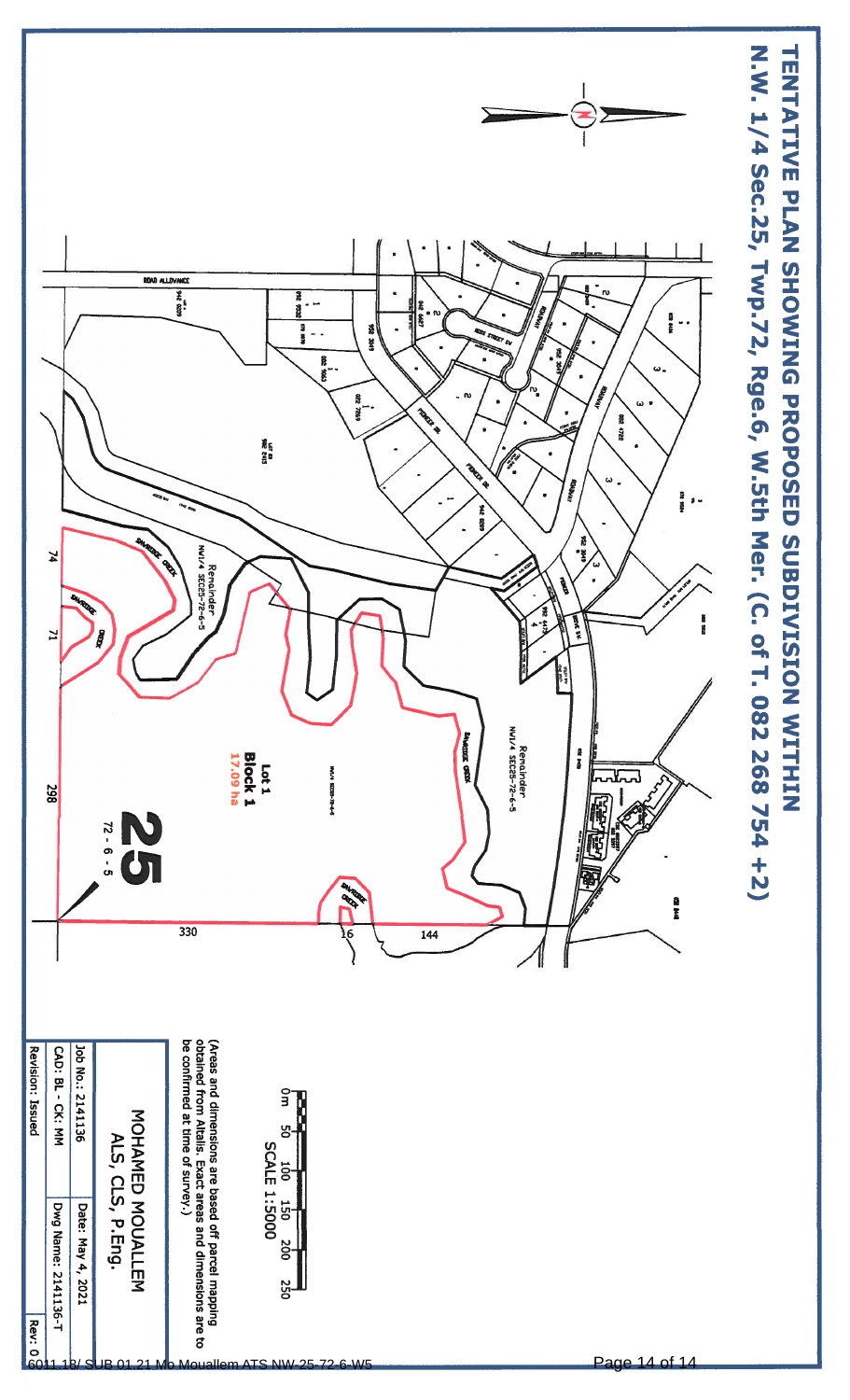# TENTATIVE PLAN SHOWING PROPOSED SUBDIVISION WITHIN

# N.W. 1/4 Sec.25, Twp.72, Rge.6, W.5th Mer. (C. of T. 082 268 754 +2)

Remainder
NW1/4 SEC25-72-6-5

Lot 1
Block 1
17.09 ha

25
72 - 6 - 5

Remainder
NW1/4 SEC25-72-6-5

SAWRIDGE CREEK

ROAD ALLOWANCE

74
71
298
330
16
144

0m 50 100 150 200 250
SCALE 1:5000

(Areas and dimensions are based off parcel mapping obtained from Altalis. Exact areas and dimensions are to be confirmed at time of survey.)

MOHAMED MOUALLEM
ALS, CLS, P.Eng.

| | |
|---|---|
| Job No.: 2141136 | Date: May 4, 2021 |
| CAD: BL - CK: MM | Dwg Name: 2141136-T |
| Revision: Issued | Rev: 0 |

6011.18/ SUB 01.21 Mo Mouallem ATS NW-25-72-6-W5